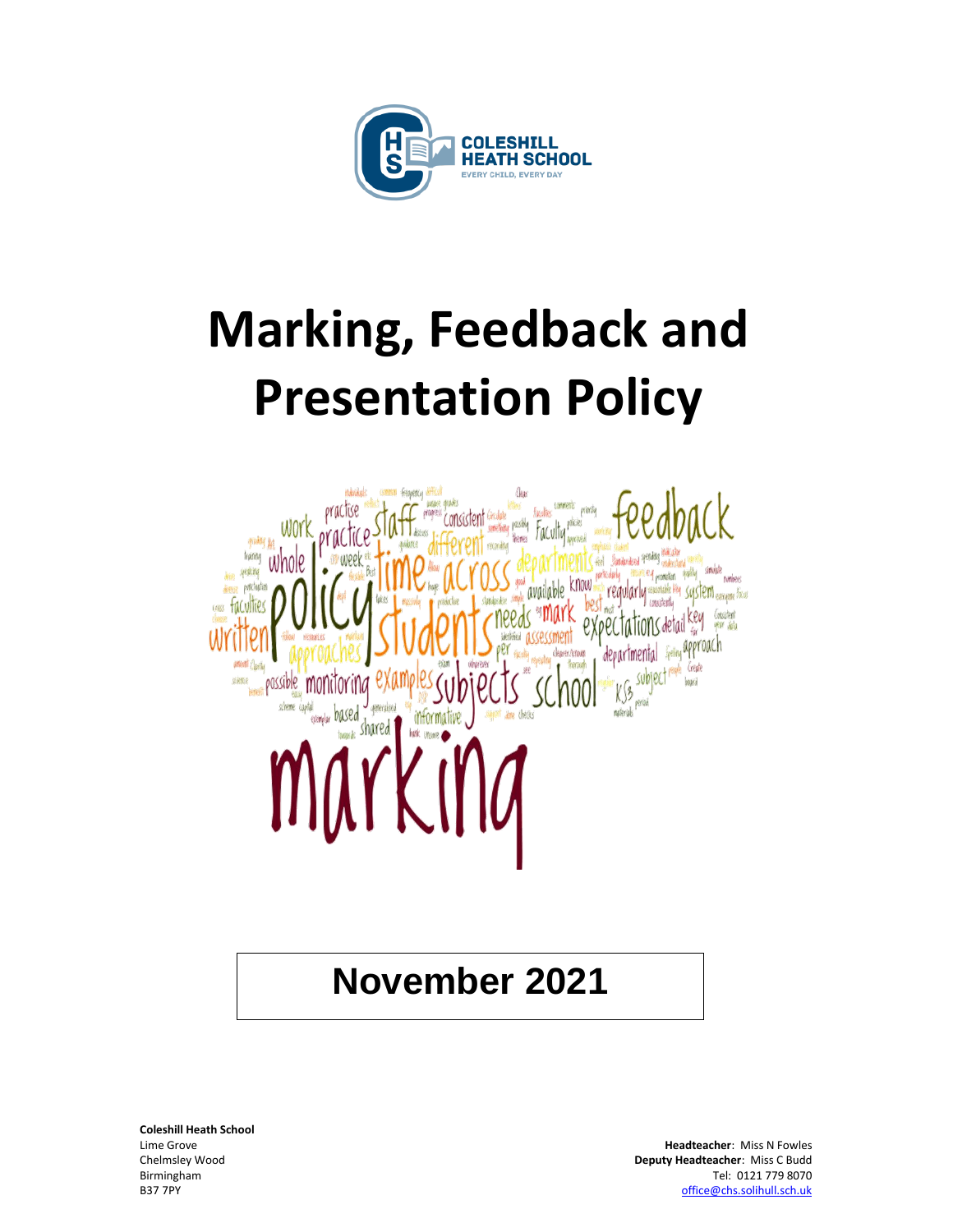COLESHILL HEATH SCHOOL

EVERY CHILD, EVERY DAY

# Marking, Feedback and Presentation Policy

## November 2021

**Coleshill Heath School**
Lime Grove
Chelmsley Wood
Birmingham
B37 7PY

**Headteacher**: Miss N Fowles
**Deputy Headteacher**: Miss C Budd
Tel: 0121 779 8070
office@chs.solihull.sch.uk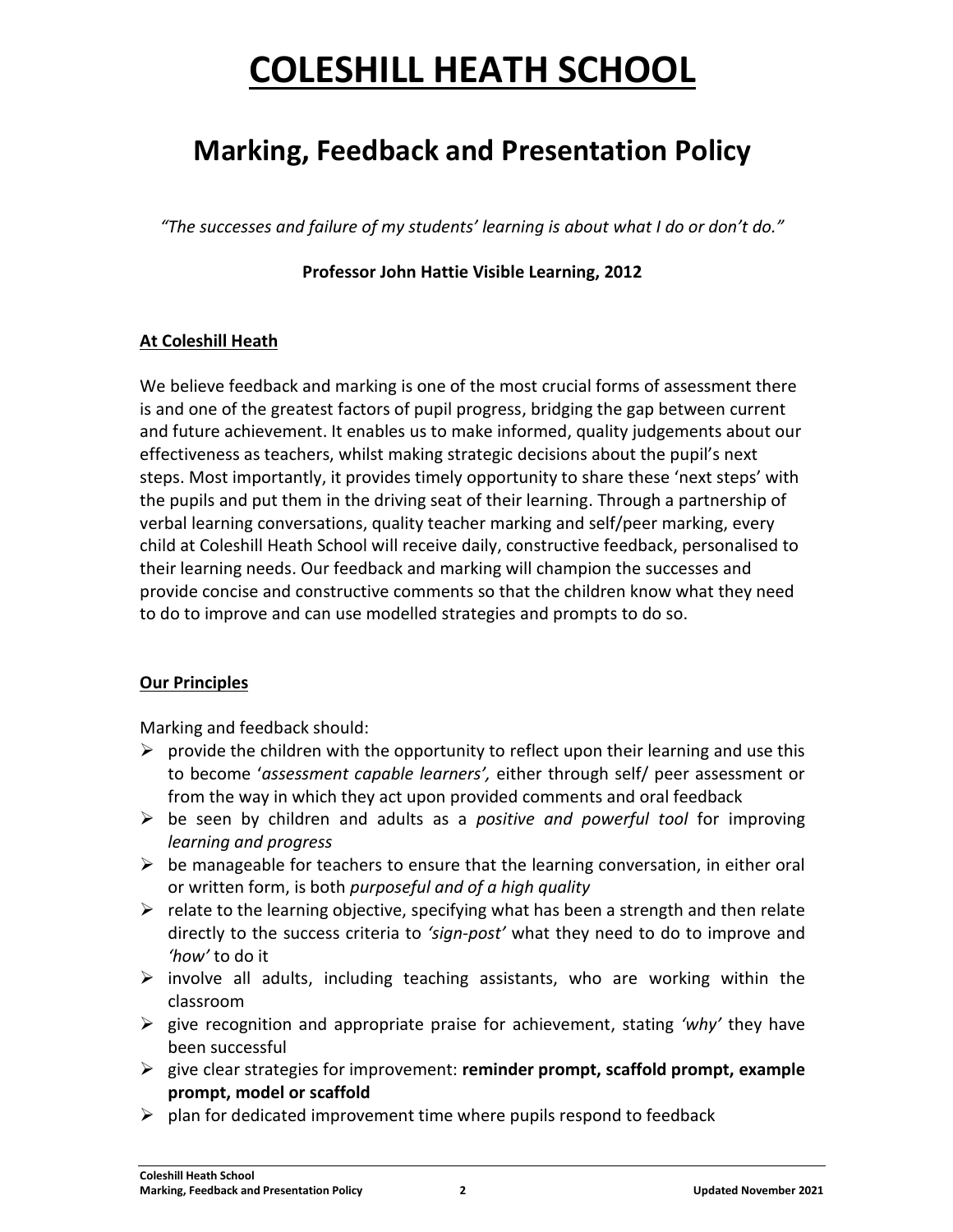# COLESHILL HEATH SCHOOL

## Marking, Feedback and Presentation Policy

*"The successes and failure of my students' learning is about what I do or don't do."*

**Professor John Hattie Visible Learning, 2012**

### At Coleshill Heath

We believe feedback and marking is one of the most crucial forms of assessment there is and one of the greatest factors of pupil progress, bridging the gap between current and future achievement. It enables us to make informed, quality judgements about our effectiveness as teachers, whilst making strategic decisions about the pupil's next steps. Most importantly, it provides timely opportunity to share these 'next steps' with the pupils and put them in the driving seat of their learning. Through a partnership of verbal learning conversations, quality teacher marking and self/peer marking, every child at Coleshill Heath School will receive daily, constructive feedback, personalised to their learning needs. Our feedback and marking will champion the successes and provide concise and constructive comments so that the children know what they need to do to improve and can use modelled strategies and prompts to do so.

### Our Principles

Marking and feedback should:

- provide the children with the opportunity to reflect upon their learning and use this to become '*assessment capable learners',* either through self/ peer assessment or from the way in which they act upon provided comments and oral feedback
- be seen by children and adults as a *positive and powerful tool* for improving *learning and progress*
- be manageable for teachers to ensure that the learning conversation, in either oral or written form, is both *purposeful and of a high quality*
- relate to the learning objective, specifying what has been a strength and then relate directly to the success criteria to *'sign-post'* what they need to do to improve and *'how'* to do it
- involve all adults, including teaching assistants, who are working within the classroom
- give recognition and appropriate praise for achievement, stating *'why'* they have been successful
- give clear strategies for improvement: **reminder prompt, scaffold prompt, example prompt, model or scaffold**
- plan for dedicated improvement time where pupils respond to feedback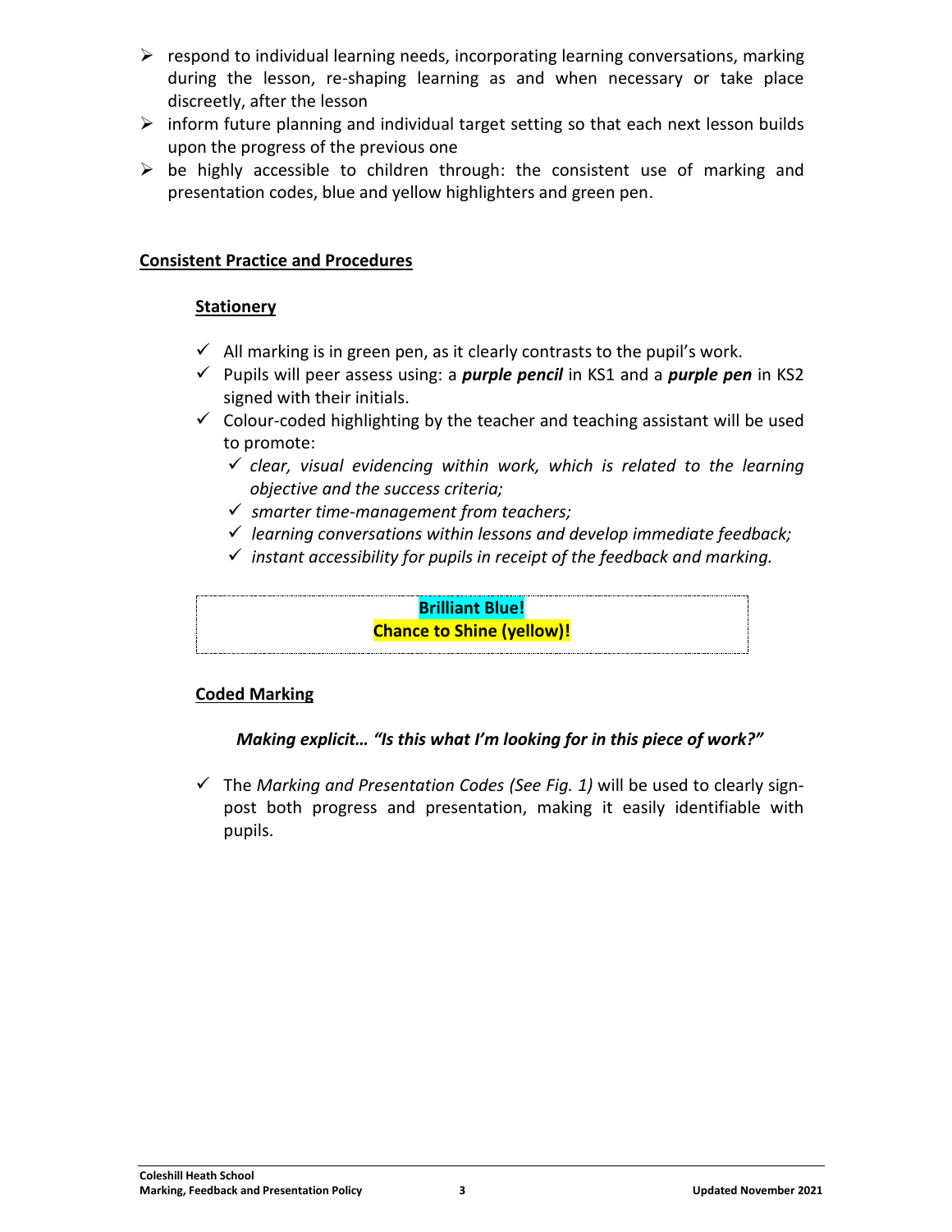- respond to individual learning needs, incorporating learning conversations, marking during the lesson, re-shaping learning as and when necessary or take place discreetly, after the lesson
- inform future planning and individual target setting so that each next lesson builds upon the progress of the previous one
- be highly accessible to children through: the consistent use of marking and presentation codes, blue and yellow highlighters and green pen.

## Consistent Practice and Procedures

### Stationery

- ✓ All marking is in green pen, as it clearly contrasts to the pupil's work.
- ✓ Pupils will peer assess using: a ***purple pencil*** in KS1 and a ***purple pen*** in KS2 signed with their initials.
- ✓ Colour-coded highlighting by the teacher and teaching assistant will be used to promote:
  - ✓ *clear, visual evidencing within work, which is related to the learning objective and the success criteria;*
  - ✓ *smarter time-management from teachers;*
  - ✓ *learning conversations within lessons and develop immediate feedback;*
  - ✓ *instant accessibility for pupils in receipt of the feedback and marking.*

**Brilliant Blue!**
**Chance to Shine (yellow)!**

### Coded Marking

***Making explicit… "Is this what I'm looking for in this piece of work?"***

- ✓ The *Marking and Presentation Codes (See Fig. 1)* will be used to clearly sign-post both progress and presentation, making it easily identifiable with pupils.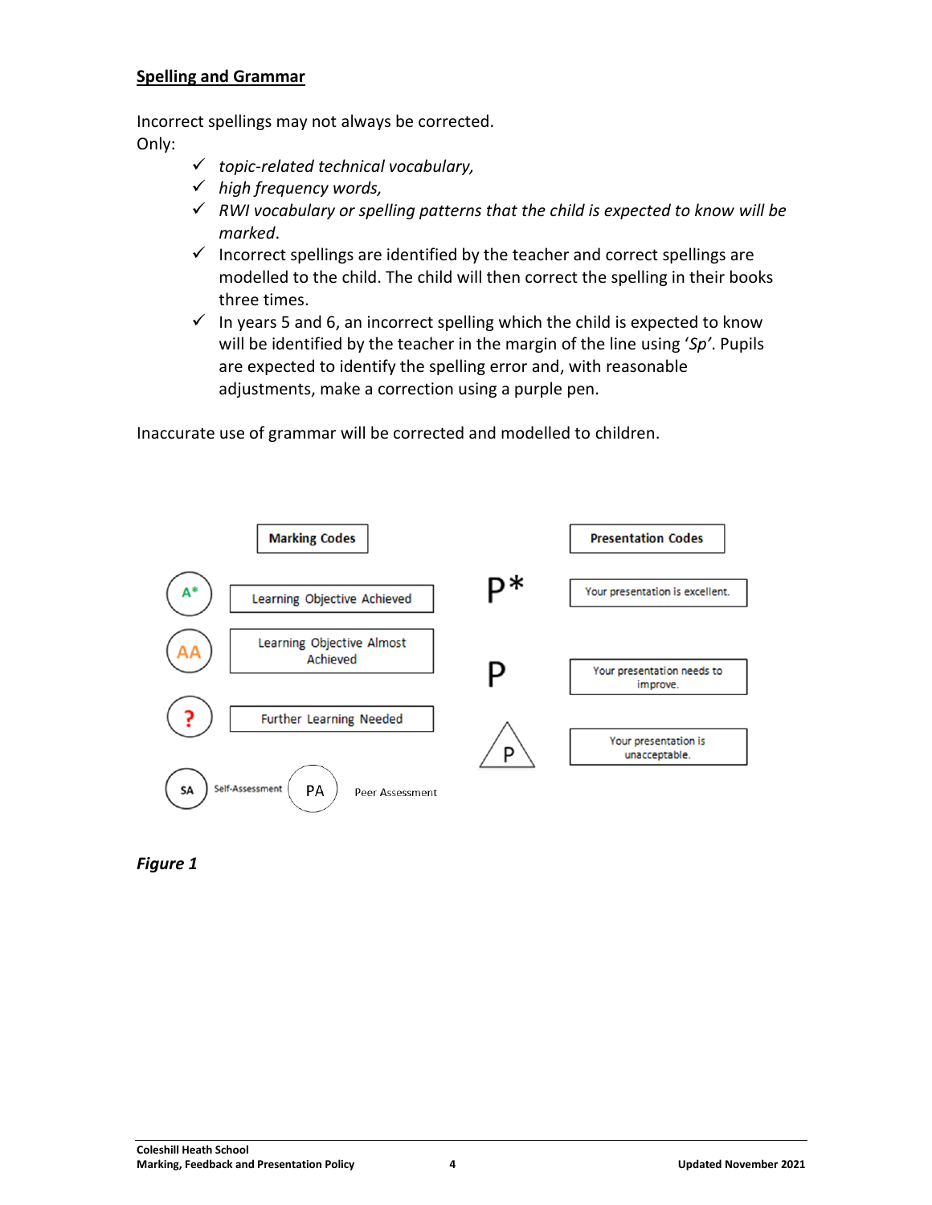**Spelling and Grammar**

Incorrect spellings may not always be corrected.
Only:

- ✓ *topic-related technical vocabulary,*
- ✓ *high frequency words,*
- ✓ *RWI vocabulary or spelling patterns that the child is expected to know will be marked*.
- ✓ Incorrect spellings are identified by the teacher and correct spellings are modelled to the child. The child will then correct the spelling in their books three times.
- ✓ In years 5 and 6, an incorrect spelling which the child is expected to know will be identified by the teacher in the margin of the line using '*Sp*'. Pupils are expected to identify the spelling error and, with reasonable adjustments, make a correction using a purple pen.

Inaccurate use of grammar will be corrected and modelled to children.

| Marking Codes | | Presentation Codes | |
|---|---|---|---|
| A* | Learning Objective Achieved | P* | Your presentation is excellent. |
| AA | Learning Objective Almost Achieved | P | Your presentation needs to improve. |
| ? | Further Learning Needed | P (in triangle) | Your presentation is unacceptable. |
| SA | Self-Assessment | | |
| PA | Peer Assessment | | |

***Figure 1***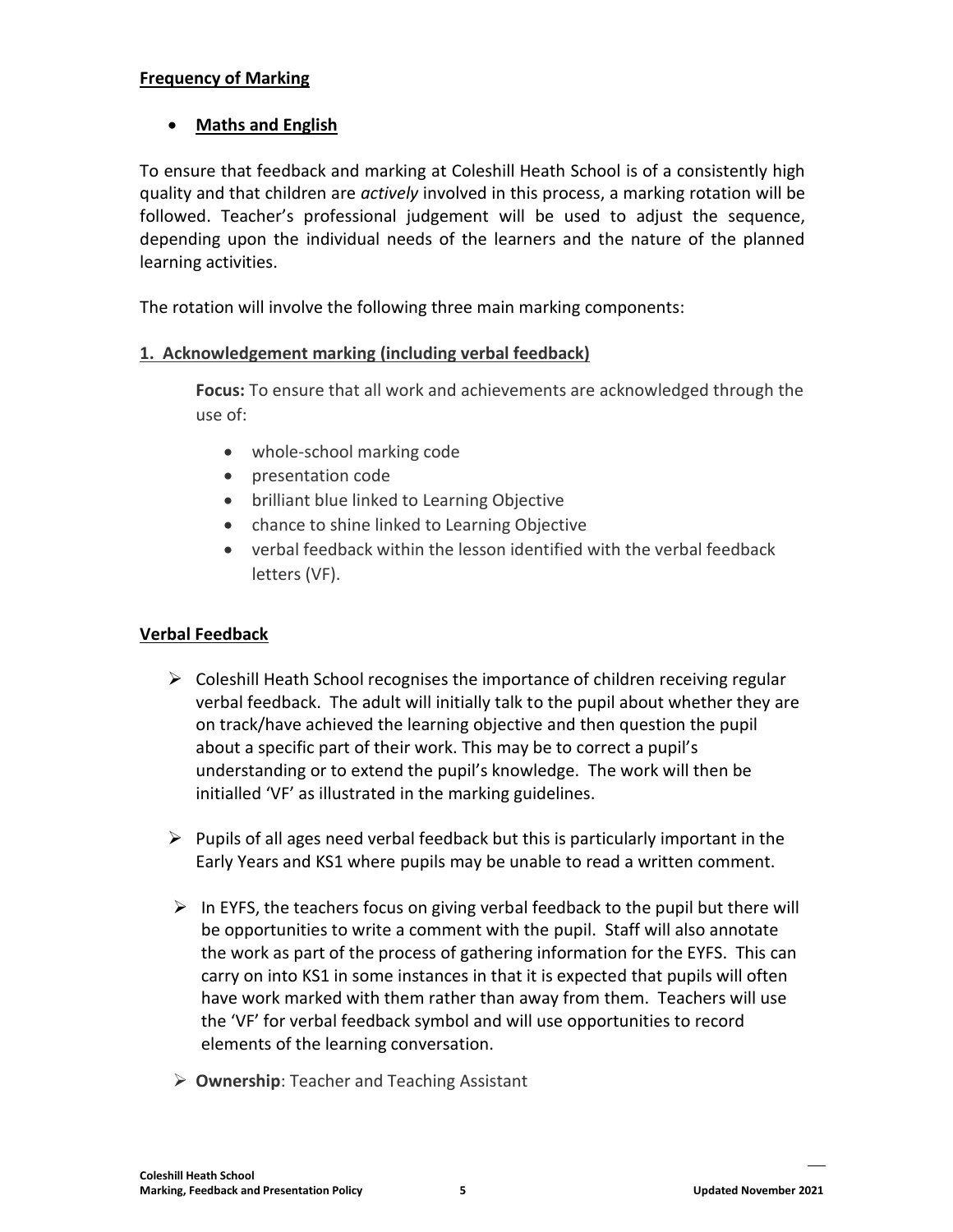**Frequency of Marking**

- **Maths and English**

To ensure that feedback and marking at Coleshill Heath School is of a consistently high quality and that children are *actively* involved in this process, a marking rotation will be followed. Teacher's professional judgement will be used to adjust the sequence, depending upon the individual needs of the learners and the nature of the planned learning activities.

The rotation will involve the following three main marking components:

**1. Acknowledgement marking (including verbal feedback)**

**Focus:** To ensure that all work and achievements are acknowledged through the use of:

- whole-school marking code
- presentation code
- brilliant blue linked to Learning Objective
- chance to shine linked to Learning Objective
- verbal feedback within the lesson identified with the verbal feedback letters (VF).

**Verbal Feedback**

- Coleshill Heath School recognises the importance of children receiving regular verbal feedback. The adult will initially talk to the pupil about whether they are on track/have achieved the learning objective and then question the pupil about a specific part of their work. This may be to correct a pupil's understanding or to extend the pupil's knowledge. The work will then be initialled 'VF' as illustrated in the marking guidelines.
- Pupils of all ages need verbal feedback but this is particularly important in the Early Years and KS1 where pupils may be unable to read a written comment.
- In EYFS, the teachers focus on giving verbal feedback to the pupil but there will be opportunities to write a comment with the pupil. Staff will also annotate the work as part of the process of gathering information for the EYFS. This can carry on into KS1 in some instances in that it is expected that pupils will often have work marked with them rather than away from them. Teachers will use the 'VF' for verbal feedback symbol and will use opportunities to record elements of the learning conversation.
- **Ownership**: Teacher and Teaching Assistant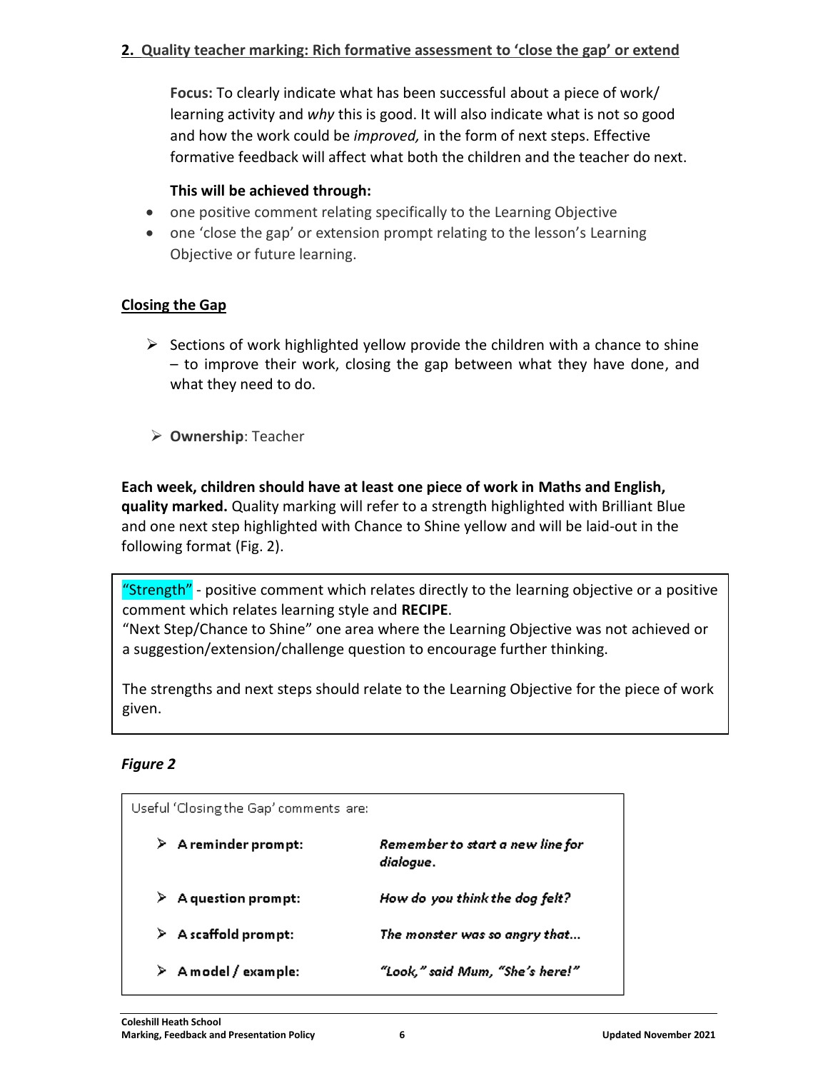## 2. Quality teacher marking: Rich formative assessment to 'close the gap' or extend

**Focus:** To clearly indicate what has been successful about a piece of work/ learning activity and *why* this is good. It will also indicate what is not so good and how the work could be *improved,* in the form of next steps. Effective formative feedback will affect what both the children and the teacher do next.

**This will be achieved through:**

- one positive comment relating specifically to the Learning Objective
- one 'close the gap' or extension prompt relating to the lesson's Learning Objective or future learning.

### Closing the Gap

- Sections of work highlighted yellow provide the children with a chance to shine – to improve their work, closing the gap between what they have done, and what they need to do.
- **Ownership**: Teacher

**Each week, children should have at least one piece of work in Maths and English, quality marked.** Quality marking will refer to a strength highlighted with Brilliant Blue and one next step highlighted with Chance to Shine yellow and will be laid-out in the following format (Fig. 2).

> "Strength" - positive comment which relates directly to the learning objective or a positive comment which relates learning style and **RECIPE**.
> "Next Step/Chance to Shine" one area where the Learning Objective was not achieved or a suggestion/extension/challenge question to encourage further thinking.
>
> The strengths and next steps should relate to the Learning Objective for the piece of work given.

***Figure 2***

Useful 'Closing the Gap' comments are:

| | |
|---|---|
| **A reminder prompt:** | ***Remember to start a new line for dialogue.*** |
| **A question prompt:** | ***How do you think the dog felt?*** |
| **A scaffold prompt:** | ***The monster was so angry that...*** |
| **A model / example:** | ***"Look," said Mum, "She's here!"*** |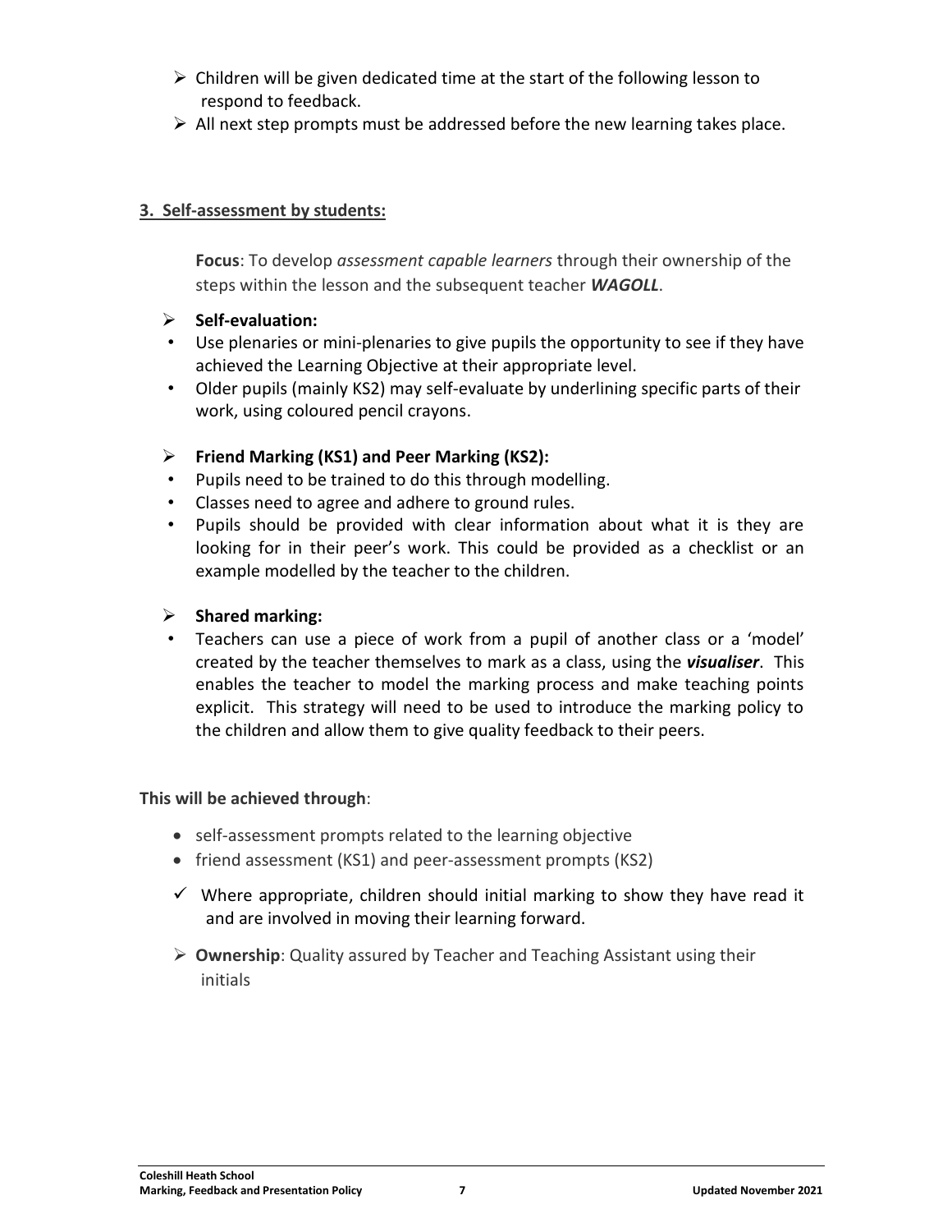- Children will be given dedicated time at the start of the following lesson to respond to feedback.
- All next step prompts must be addressed before the new learning takes place.

### **<u>3. Self-assessment by students:</u>**

**Focus**: To develop *assessment capable learners* through their ownership of the steps within the lesson and the subsequent teacher ***WAGOLL***.

- **Self-evaluation:**
  - Use plenaries or mini-plenaries to give pupils the opportunity to see if they have achieved the Learning Objective at their appropriate level.
  - Older pupils (mainly KS2) may self-evaluate by underlining specific parts of their work, using coloured pencil crayons.

- **Friend Marking (KS1) and Peer Marking (KS2):**
  - Pupils need to be trained to do this through modelling.
  - Classes need to agree and adhere to ground rules.
  - Pupils should be provided with clear information about what it is they are looking for in their peer's work. This could be provided as a checklist or an example modelled by the teacher to the children.

- **Shared marking:**
  - Teachers can use a piece of work from a pupil of another class or a 'model' created by the teacher themselves to mark as a class, using the ***visualiser***. This enables the teacher to model the marking process and make teaching points explicit. This strategy will need to be used to introduce the marking policy to the children and allow them to give quality feedback to their peers.

**This will be achieved through**:

- self-assessment prompts related to the learning objective
- friend assessment (KS1) and peer-assessment prompts (KS2)

✓ Where appropriate, children should initial marking to show they have read it and are involved in moving their learning forward.

- **Ownership**: Quality assured by Teacher and Teaching Assistant using their initials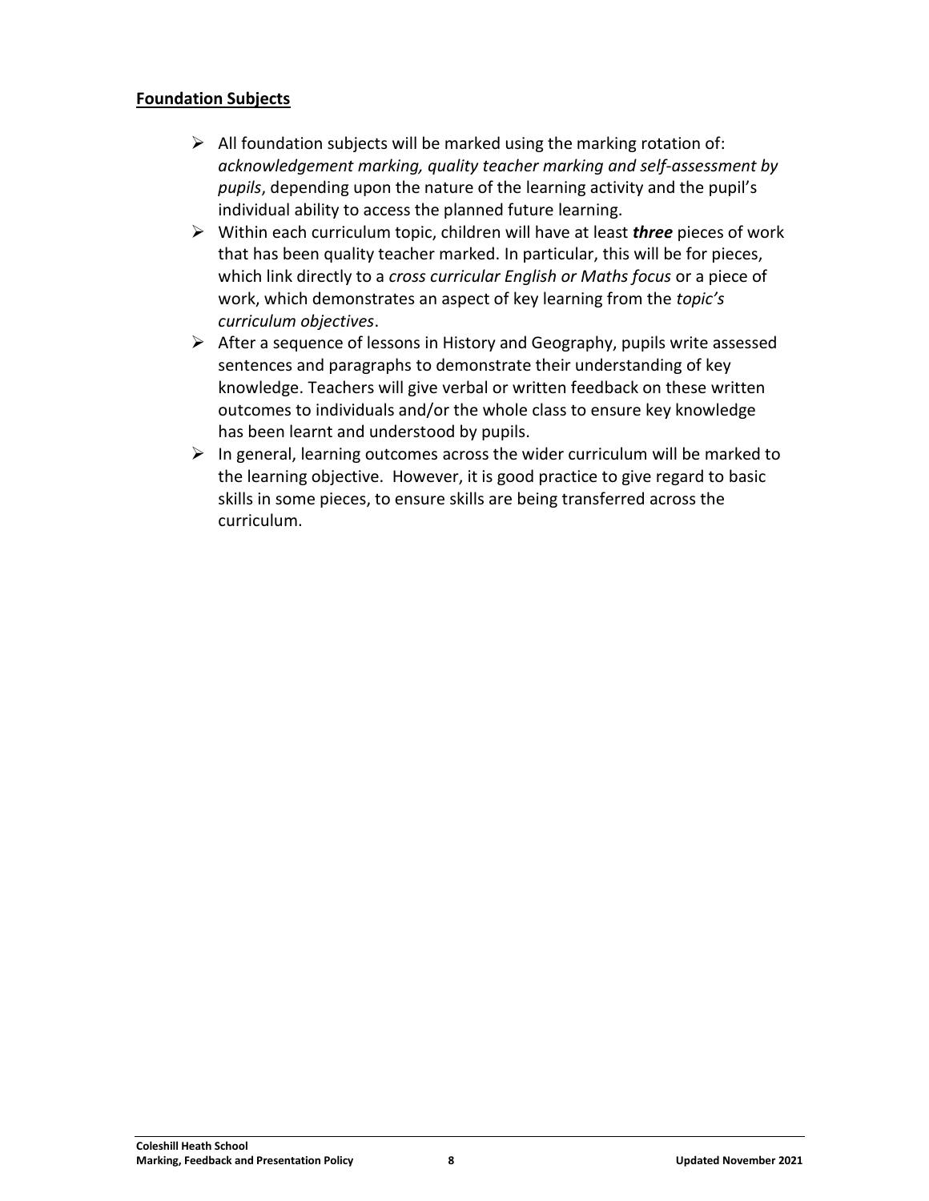**Foundation Subjects**

- All foundation subjects will be marked using the marking rotation of: *acknowledgement marking, quality teacher marking and self-assessment by pupils*, depending upon the nature of the learning activity and the pupil's individual ability to access the planned future learning.
- Within each curriculum topic, children will have at least ***three*** pieces of work that has been quality teacher marked. In particular, this will be for pieces, which link directly to a *cross curricular English or Maths focus* or a piece of work, which demonstrates an aspect of key learning from the *topic's curriculum objectives*.
- After a sequence of lessons in History and Geography, pupils write assessed sentences and paragraphs to demonstrate their understanding of key knowledge. Teachers will give verbal or written feedback on these written outcomes to individuals and/or the whole class to ensure key knowledge has been learnt and understood by pupils.
- In general, learning outcomes across the wider curriculum will be marked to the learning objective. However, it is good practice to give regard to basic skills in some pieces, to ensure skills are being transferred across the curriculum.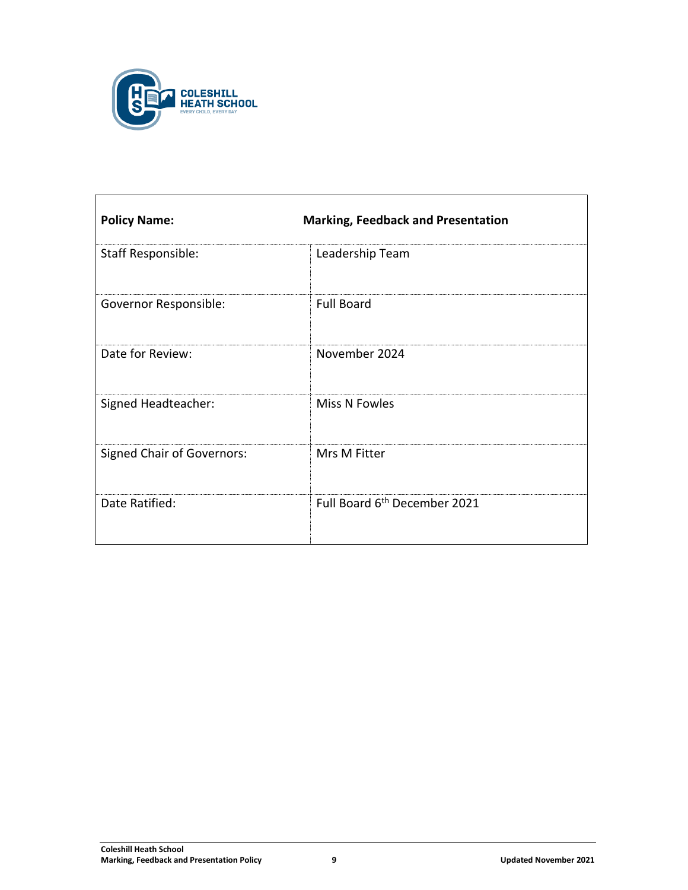| Policy Name: | Marking, Feedback and Presentation |
|---|---|
| Staff Responsible: | Leadership Team |
| Governor Responsible: | Full Board |
| Date for Review: | November 2024 |
| Signed Headteacher: | Miss N Fowles |
| Signed Chair of Governors: | Mrs M Fitter |
| Date Ratified: | Full Board 6th December 2021 |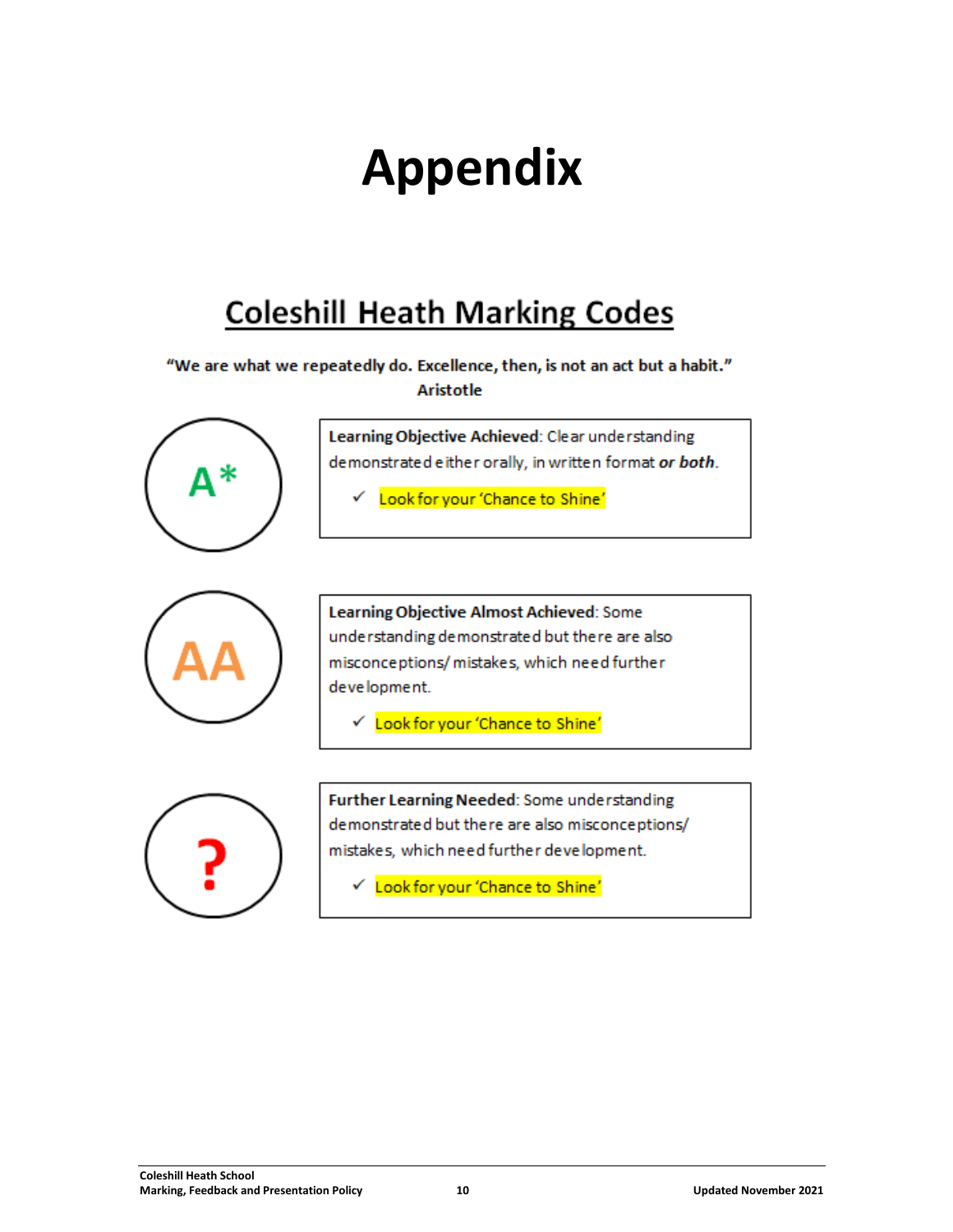# Appendix

## Coleshill Heath Marking Codes

**"We are what we repeatedly do. Excellence, then, is not an act but a habit."**
**Aristotle**

A*

**Learning Objective Achieved**: Clear understanding demonstrated either orally, in written format ***or both***.

- ✓ Look for your 'Chance to Shine'

AA

**Learning Objective Almost Achieved**: Some understanding demonstrated but there are also misconceptions/ mistakes, which need further development.

- ✓ Look for your 'Chance to Shine'

?

**Further Learning Needed**: Some understanding demonstrated but there are also misconceptions/ mistakes, which need further development.

- ✓ Look for your 'Chance to Shine'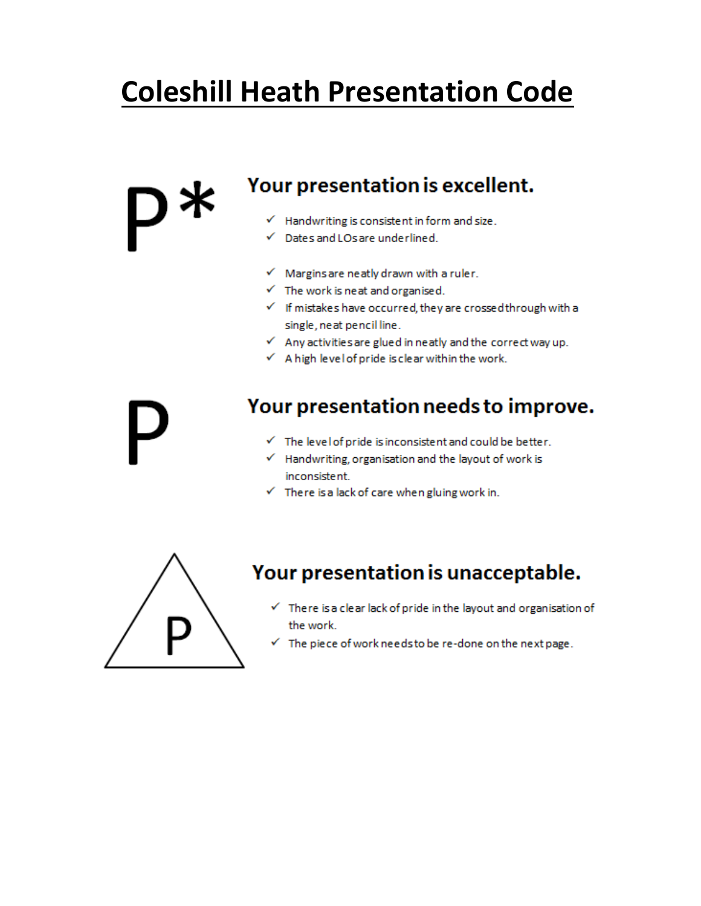# Coleshill Heath Presentation Code

## P*

### Your presentation is excellent.

- ✓ Handwriting is consistent in form and size.
- ✓ Dates and LOs are underlined.
- ✓ Margins are neatly drawn with a ruler.
- ✓ The work is neat and organised.
- ✓ If mistakes have occurred, they are crossed through with a single, neat pencil line.
- ✓ Any activities are glued in neatly and the correct way up.
- ✓ A high level of pride is clear within the work.

## P

### Your presentation needs to improve.

- ✓ The level of pride is inconsistent and could be better.
- ✓ Handwriting, organisation and the layout of work is inconsistent.
- ✓ There is a lack of care when gluing work in.

## P (in triangle)

### Your presentation is unacceptable.

- ✓ There is a clear lack of pride in the layout and organisation of the work.
- ✓ The piece of work needs to be re-done on the next page.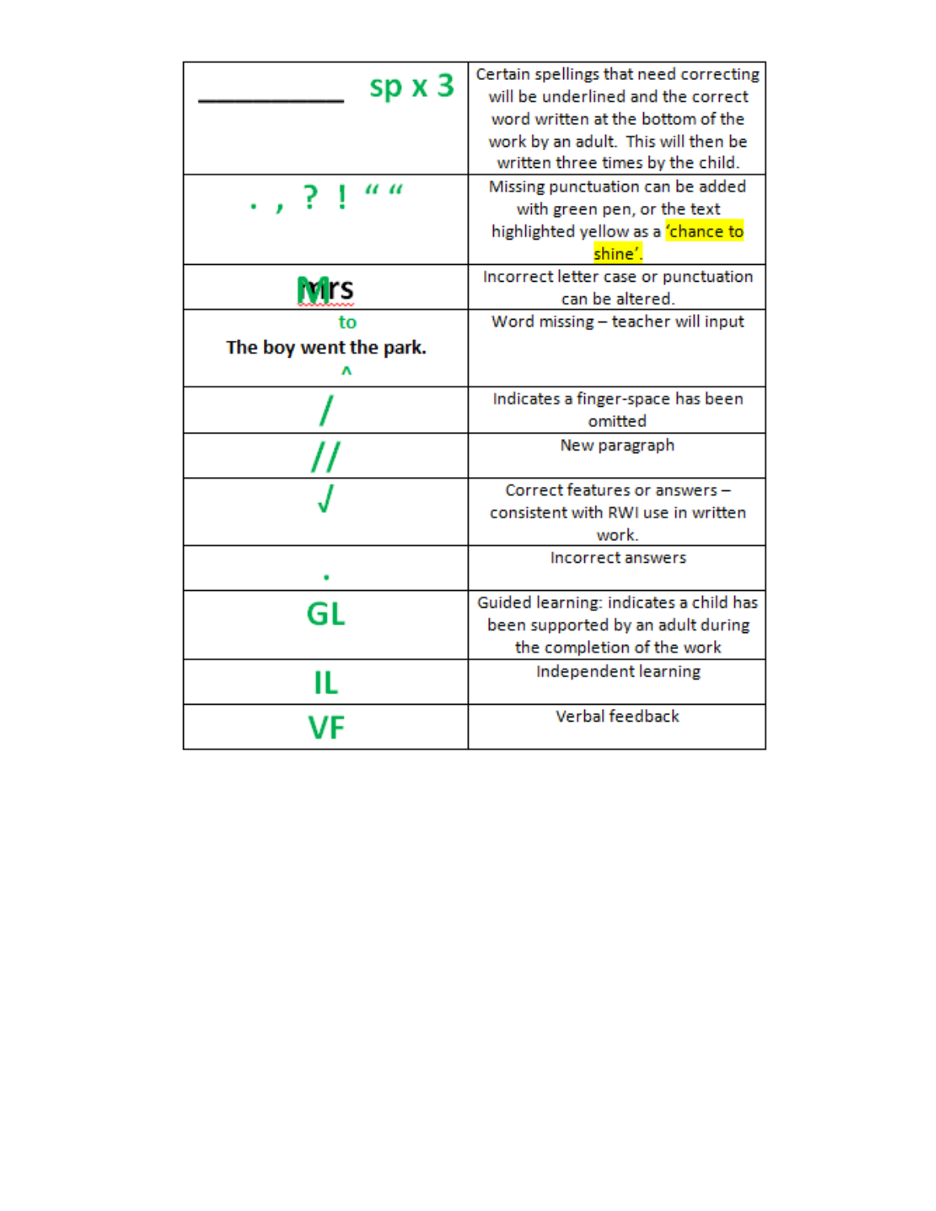| | |
|---|---|
| ___________ sp x 3 | Certain spellings that need correcting will be underlined and the correct word written at the bottom of the work by an adult. This will then be written three times by the child. |
| . , ? ! " " | Missing punctuation can be added with green pen, or the text highlighted yellow as a 'chance to shine'. |
| Mrs | Incorrect letter case or punctuation can be altered. |
| to<br>The boy went the park.<br>^ | Word missing – teacher will input |
| / | Indicates a finger-space has been omitted |
| // | New paragraph |
| √ | Correct features or answers – consistent with RWI use in written work. |
| . | Incorrect answers |
| GL | Guided learning: indicates a child has been supported by an adult during the completion of the work |
| IL | Independent learning |
| VF | Verbal feedback |